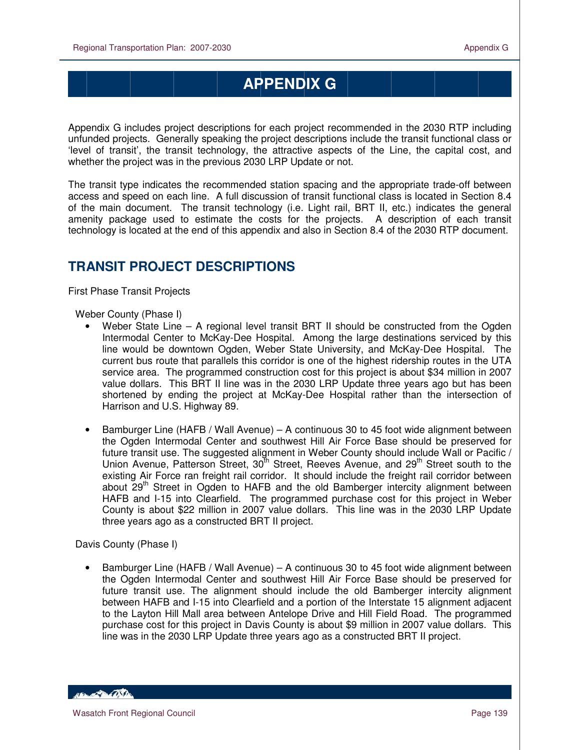# APPENDIX G

Appendix G includes project descriptions for each project recommended in the 2030 RTP including unfunded projects. Generally speaking the project descriptions include the transit functional class or 'level of transit', the transit technology, the attractive aspects of the Line, the capital cost, and whether the project was in the previous 2030 LRP Update or not.

The transit type indicates the recommended station spacing and the appropriate trade-off between access and speed on each line. A full discussion of transit functional class is located in Section 8.4 of the main document. The transit technology (i.e. Light rail, BRT II, etc.) indicates the general amenity package used to estimate the costs for the projects. A description of each transit technology is located at the end of this appendix and also in Section 8.4 of the 2030 RTP document.

## TRANSIT PROJECT DESCRIPTIONS

First Phase Transit Projects

Weber County (Phase I)

- Weber State Line – A regional level transit BRT II should be constructed from the Ogden Intermodal Center to McKay-Dee Hospital. Among the large destinations serviced by this line would be downtown Ogden, Weber State University, and McKay-Dee Hospital. The current bus route that parallels this corridor is one of the highest ridership routes in the UTA service area. The programmed construction cost for this project is about $34 million in 2007 value dollars. This BRT II line was in the 2030 LRP Update three years ago but has been shortened by ending the project at McKay-Dee Hospital rather than the intersection of Harrison and U.S. Highway 89.

- Bamburger Line (HAFB / Wall Avenue) – A continuous 30 to 45 foot wide alignment between the Ogden Intermodal Center and southwest Hill Air Force Base should be preserved for future transit use. The suggested alignment in Weber County should include Wall or Pacific / Union Avenue, Patterson Street, 30th Street, Reeves Avenue, and 29th Street south to the existing Air Force ran freight rail corridor. It should include the freight rail corridor between about 29th Street in Ogden to HAFB and the old Bamberger intercity alignment between HAFB and I-15 into Clearfield. The programmed purchase cost for this project in Weber County is about $22 million in 2007 value dollars. This line was in the 2030 LRP Update three years ago as a constructed BRT II project.

Davis County (Phase I)

- Bamburger Line (HAFB / Wall Avenue) – A continuous 30 to 45 foot wide alignment between the Ogden Intermodal Center and southwest Hill Air Force Base should be preserved for future transit use. The alignment should include the old Bamberger intercity alignment between HAFB and I-15 into Clearfield and a portion of the Interstate 15 alignment adjacent to the Layton Hill Mall area between Antelope Drive and Hill Field Road. The programmed purchase cost for this project in Davis County is about $9 million in 2007 value dollars. This line was in the 2030 LRP Update three years ago as a constructed BRT II project.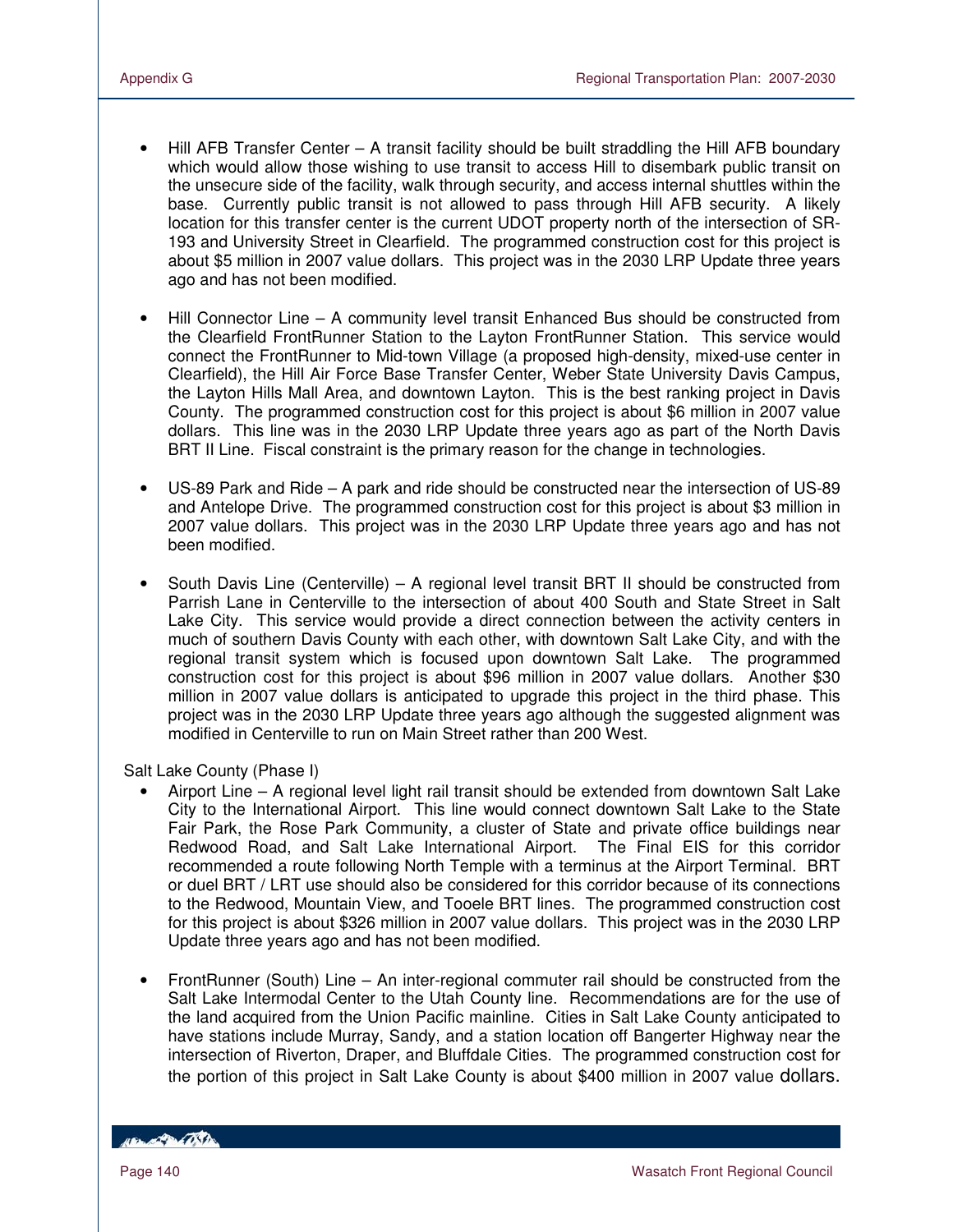- Hill AFB Transfer Center – A transit facility should be built straddling the Hill AFB boundary which would allow those wishing to use transit to access Hill to disembark public transit on the unsecure side of the facility, walk through security, and access internal shuttles within the base. Currently public transit is not allowed to pass through Hill AFB security. A likely location for this transfer center is the current UDOT property north of the intersection of SR-193 and University Street in Clearfield. The programmed construction cost for this project is about $5 million in 2007 value dollars. This project was in the 2030 LRP Update three years ago and has not been modified.

- Hill Connector Line – A community level transit Enhanced Bus should be constructed from the Clearfield FrontRunner Station to the Layton FrontRunner Station. This service would connect the FrontRunner to Mid-town Village (a proposed high-density, mixed-use center in Clearfield), the Hill Air Force Base Transfer Center, Weber State University Davis Campus, the Layton Hills Mall Area, and downtown Layton. This is the best ranking project in Davis County. The programmed construction cost for this project is about $6 million in 2007 value dollars. This line was in the 2030 LRP Update three years ago as part of the North Davis BRT II Line. Fiscal constraint is the primary reason for the change in technologies.

- US-89 Park and Ride – A park and ride should be constructed near the intersection of US-89 and Antelope Drive. The programmed construction cost for this project is about $3 million in 2007 value dollars. This project was in the 2030 LRP Update three years ago and has not been modified.

- South Davis Line (Centerville) – A regional level transit BRT II should be constructed from Parrish Lane in Centerville to the intersection of about 400 South and State Street in Salt Lake City. This service would provide a direct connection between the activity centers in much of southern Davis County with each other, with downtown Salt Lake City, and with the regional transit system which is focused upon downtown Salt Lake. The programmed construction cost for this project is about $96 million in 2007 value dollars. Another $30 million in 2007 value dollars is anticipated to upgrade this project in the third phase. This project was in the 2030 LRP Update three years ago although the suggested alignment was modified in Centerville to run on Main Street rather than 200 West.

Salt Lake County (Phase I)

- Airport Line – A regional level light rail transit should be extended from downtown Salt Lake City to the International Airport. This line would connect downtown Salt Lake to the State Fair Park, the Rose Park Community, a cluster of State and private office buildings near Redwood Road, and Salt Lake International Airport. The Final EIS for this corridor recommended a route following North Temple with a terminus at the Airport Terminal. BRT or duel BRT / LRT use should also be considered for this corridor because of its connections to the Redwood, Mountain View, and Tooele BRT lines. The programmed construction cost for this project is about $326 million in 2007 value dollars. This project was in the 2030 LRP Update three years ago and has not been modified.

- FrontRunner (South) Line – An inter-regional commuter rail should be constructed from the Salt Lake Intermodal Center to the Utah County line. Recommendations are for the use of the land acquired from the Union Pacific mainline. Cities in Salt Lake County anticipated to have stations include Murray, Sandy, and a station location off Bangerter Highway near the intersection of Riverton, Draper, and Bluffdale Cities. The programmed construction cost for the portion of this project in Salt Lake County is about $400 million in 2007 value dollars.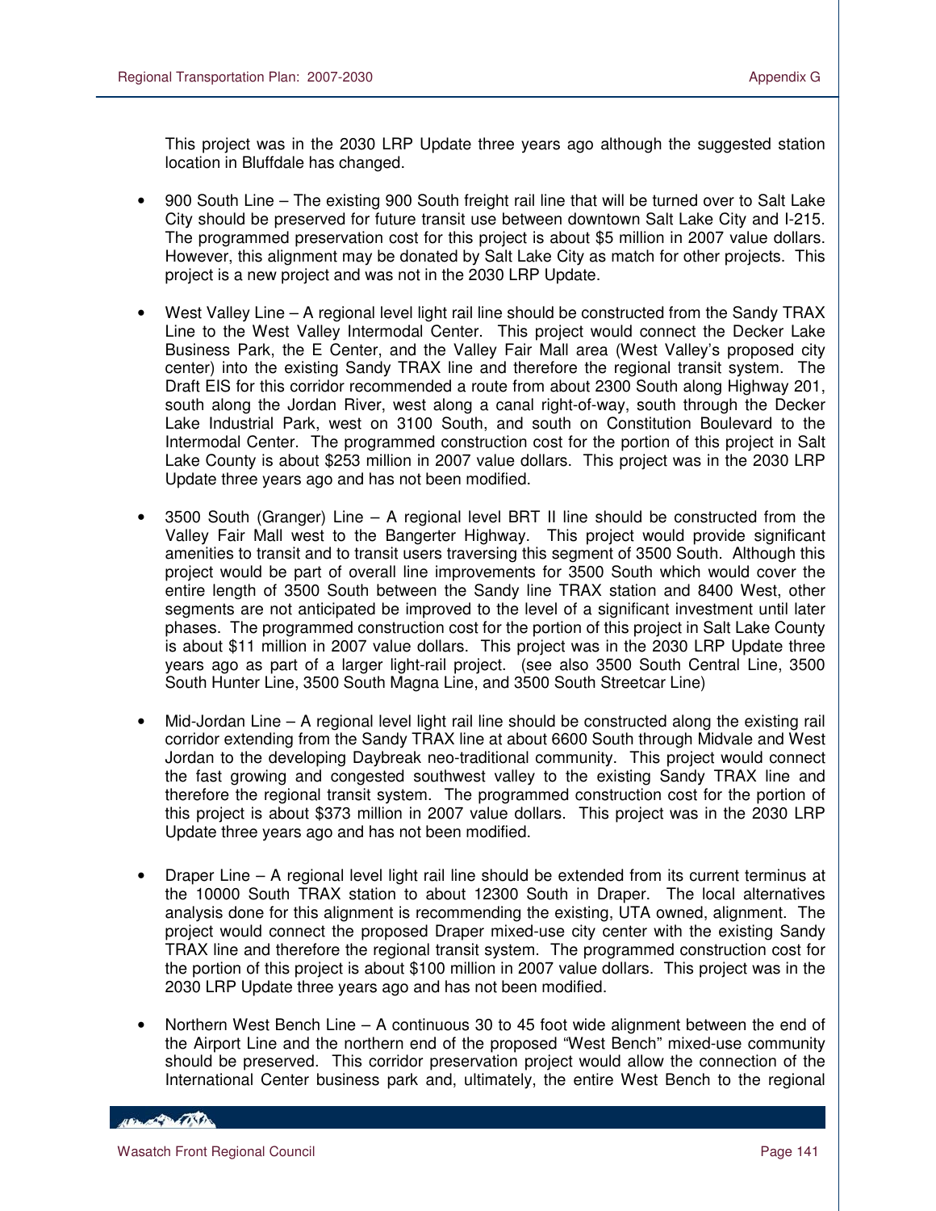This project was in the 2030 LRP Update three years ago although the suggested station location in Bluffdale has changed.

- 900 South Line – The existing 900 South freight rail line that will be turned over to Salt Lake City should be preserved for future transit use between downtown Salt Lake City and I-215. The programmed preservation cost for this project is about $5 million in 2007 value dollars. However, this alignment may be donated by Salt Lake City as match for other projects. This project is a new project and was not in the 2030 LRP Update.

- West Valley Line – A regional level light rail line should be constructed from the Sandy TRAX Line to the West Valley Intermodal Center. This project would connect the Decker Lake Business Park, the E Center, and the Valley Fair Mall area (West Valley's proposed city center) into the existing Sandy TRAX line and therefore the regional transit system. The Draft EIS for this corridor recommended a route from about 2300 South along Highway 201, south along the Jordan River, west along a canal right-of-way, south through the Decker Lake Industrial Park, west on 3100 South, and south on Constitution Boulevard to the Intermodal Center. The programmed construction cost for the portion of this project in Salt Lake County is about $253 million in 2007 value dollars. This project was in the 2030 LRP Update three years ago and has not been modified.

- 3500 South (Granger) Line – A regional level BRT II line should be constructed from the Valley Fair Mall west to the Bangerter Highway. This project would provide significant amenities to transit and to transit users traversing this segment of 3500 South. Although this project would be part of overall line improvements for 3500 South which would cover the entire length of 3500 South between the Sandy line TRAX station and 8400 West, other segments are not anticipated be improved to the level of a significant investment until later phases. The programmed construction cost for the portion of this project in Salt Lake County is about $11 million in 2007 value dollars. This project was in the 2030 LRP Update three years ago as part of a larger light-rail project. (see also 3500 South Central Line, 3500 South Hunter Line, 3500 South Magna Line, and 3500 South Streetcar Line)

- Mid-Jordan Line – A regional level light rail line should be constructed along the existing rail corridor extending from the Sandy TRAX line at about 6600 South through Midvale and West Jordan to the developing Daybreak neo-traditional community. This project would connect the fast growing and congested southwest valley to the existing Sandy TRAX line and therefore the regional transit system. The programmed construction cost for the portion of this project is about $373 million in 2007 value dollars. This project was in the 2030 LRP Update three years ago and has not been modified.

- Draper Line – A regional level light rail line should be extended from its current terminus at the 10000 South TRAX station to about 12300 South in Draper. The local alternatives analysis done for this alignment is recommending the existing, UTA owned, alignment. The project would connect the proposed Draper mixed-use city center with the existing Sandy TRAX line and therefore the regional transit system. The programmed construction cost for the portion of this project is about $100 million in 2007 value dollars. This project was in the 2030 LRP Update three years ago and has not been modified.

- Northern West Bench Line – A continuous 30 to 45 foot wide alignment between the end of the Airport Line and the northern end of the proposed "West Bench" mixed-use community should be preserved. This corridor preservation project would allow the connection of the International Center business park and, ultimately, the entire West Bench to the regional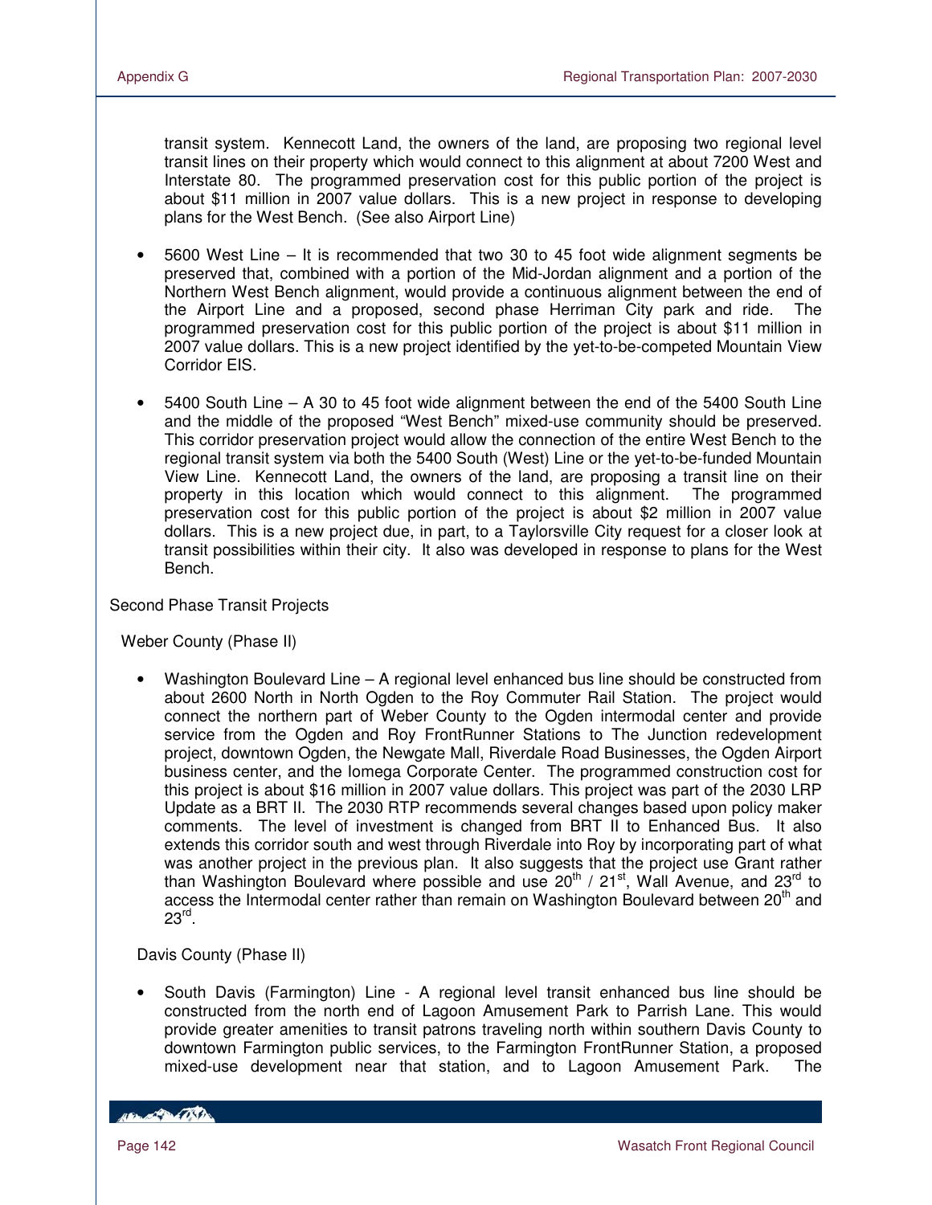transit system. Kennecott Land, the owners of the land, are proposing two regional level transit lines on their property which would connect to this alignment at about 7200 West and Interstate 80. The programmed preservation cost for this public portion of the project is about $11 million in 2007 value dollars. This is a new project in response to developing plans for the West Bench. (See also Airport Line)

- 5600 West Line – It is recommended that two 30 to 45 foot wide alignment segments be preserved that, combined with a portion of the Mid-Jordan alignment and a portion of the Northern West Bench alignment, would provide a continuous alignment between the end of the Airport Line and a proposed, second phase Herriman City park and ride. The programmed preservation cost for this public portion of the project is about $11 million in 2007 value dollars. This is a new project identified by the yet-to-be-competed Mountain View Corridor EIS.

- 5400 South Line – A 30 to 45 foot wide alignment between the end of the 5400 South Line and the middle of the proposed "West Bench" mixed-use community should be preserved. This corridor preservation project would allow the connection of the entire West Bench to the regional transit system via both the 5400 South (West) Line or the yet-to-be-funded Mountain View Line. Kennecott Land, the owners of the land, are proposing a transit line on their property in this location which would connect to this alignment. The programmed preservation cost for this public portion of the project is about $2 million in 2007 value dollars. This is a new project due, in part, to a Taylorsville City request for a closer look at transit possibilities within their city. It also was developed in response to plans for the West Bench.

Second Phase Transit Projects

Weber County (Phase II)

- Washington Boulevard Line – A regional level enhanced bus line should be constructed from about 2600 North in North Ogden to the Roy Commuter Rail Station. The project would connect the northern part of Weber County to the Ogden intermodal center and provide service from the Ogden and Roy FrontRunner Stations to The Junction redevelopment project, downtown Ogden, the Newgate Mall, Riverdale Road Businesses, the Ogden Airport business center, and the Iomega Corporate Center. The programmed construction cost for this project is about $16 million in 2007 value dollars. This project was part of the 2030 LRP Update as a BRT II. The 2030 RTP recommends several changes based upon policy maker comments. The level of investment is changed from BRT II to Enhanced Bus. It also extends this corridor south and west through Riverdale into Roy by incorporating part of what was another project in the previous plan. It also suggests that the project use Grant rather than Washington Boulevard where possible and use 20th / 21st, Wall Avenue, and 23rd to access the Intermodal center rather than remain on Washington Boulevard between 20th and 23rd.

Davis County (Phase II)

- South Davis (Farmington) Line - A regional level transit enhanced bus line should be constructed from the north end of Lagoon Amusement Park to Parrish Lane. This would provide greater amenities to transit patrons traveling north within southern Davis County to downtown Farmington public services, to the Farmington FrontRunner Station, a proposed mixed-use development near that station, and to Lagoon Amusement Park. The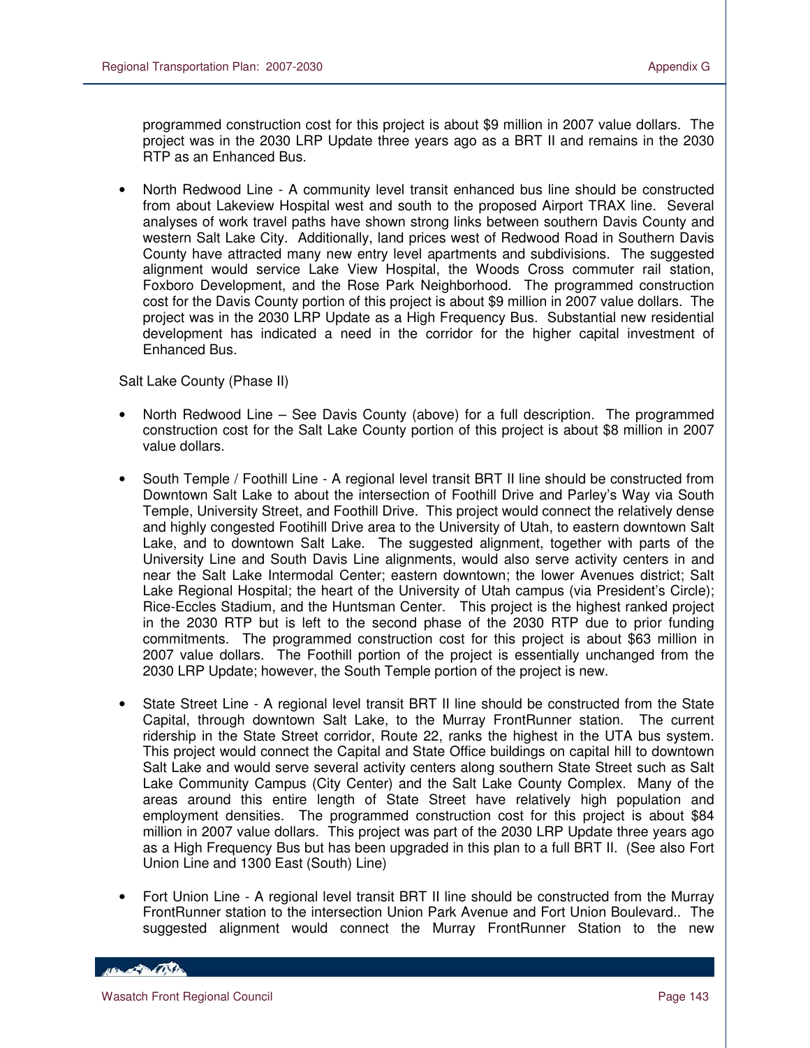programmed construction cost for this project is about $9 million in 2007 value dollars. The project was in the 2030 LRP Update three years ago as a BRT II and remains in the 2030 RTP as an Enhanced Bus.

- North Redwood Line - A community level transit enhanced bus line should be constructed from about Lakeview Hospital west and south to the proposed Airport TRAX line. Several analyses of work travel paths have shown strong links between southern Davis County and western Salt Lake City. Additionally, land prices west of Redwood Road in Southern Davis County have attracted many new entry level apartments and subdivisions. The suggested alignment would service Lake View Hospital, the Woods Cross commuter rail station, Foxboro Development, and the Rose Park Neighborhood. The programmed construction cost for the Davis County portion of this project is about $9 million in 2007 value dollars. The project was in the 2030 LRP Update as a High Frequency Bus. Substantial new residential development has indicated a need in the corridor for the higher capital investment of Enhanced Bus.

Salt Lake County (Phase II)

- North Redwood Line – See Davis County (above) for a full description. The programmed construction cost for the Salt Lake County portion of this project is about $8 million in 2007 value dollars.

- South Temple / Foothill Line - A regional level transit BRT II line should be constructed from Downtown Salt Lake to about the intersection of Foothill Drive and Parley's Way via South Temple, University Street, and Foothill Drive. This project would connect the relatively dense and highly congested Footihill Drive area to the University of Utah, to eastern downtown Salt Lake, and to downtown Salt Lake. The suggested alignment, together with parts of the University Line and South Davis Line alignments, would also serve activity centers in and near the Salt Lake Intermodal Center; eastern downtown; the lower Avenues district; Salt Lake Regional Hospital; the heart of the University of Utah campus (via President's Circle); Rice-Eccles Stadium, and the Huntsman Center. This project is the highest ranked project in the 2030 RTP but is left to the second phase of the 2030 RTP due to prior funding commitments. The programmed construction cost for this project is about $63 million in 2007 value dollars. The Foothill portion of the project is essentially unchanged from the 2030 LRP Update; however, the South Temple portion of the project is new.

- State Street Line - A regional level transit BRT II line should be constructed from the State Capital, through downtown Salt Lake, to the Murray FrontRunner station. The current ridership in the State Street corridor, Route 22, ranks the highest in the UTA bus system. This project would connect the Capital and State Office buildings on capital hill to downtown Salt Lake and would serve several activity centers along southern State Street such as Salt Lake Community Campus (City Center) and the Salt Lake County Complex. Many of the areas around this entire length of State Street have relatively high population and employment densities. The programmed construction cost for this project is about $84 million in 2007 value dollars. This project was part of the 2030 LRP Update three years ago as a High Frequency Bus but has been upgraded in this plan to a full BRT II. (See also Fort Union Line and 1300 East (South) Line)

- Fort Union Line - A regional level transit BRT II line should be constructed from the Murray FrontRunner station to the intersection Union Park Avenue and Fort Union Boulevard.. The suggested alignment would connect the Murray FrontRunner Station to the new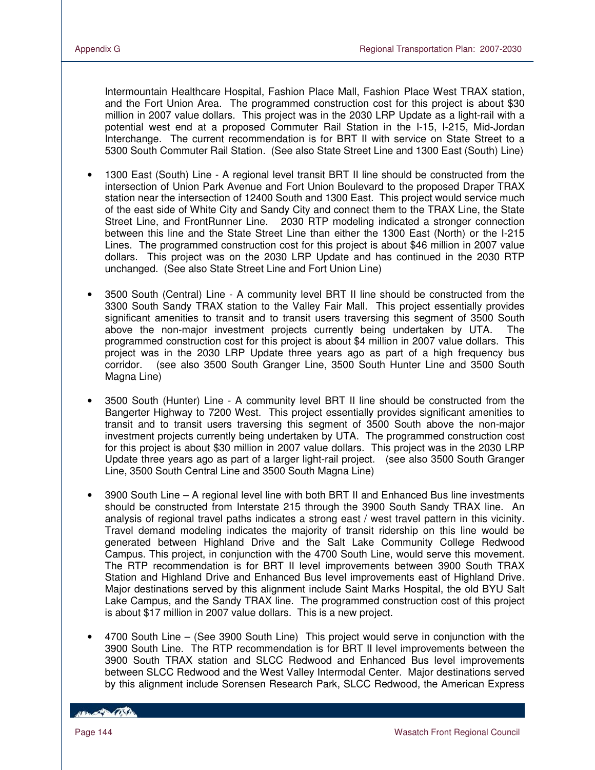Intermountain Healthcare Hospital, Fashion Place Mall, Fashion Place West TRAX station, and the Fort Union Area. The programmed construction cost for this project is about $30 million in 2007 value dollars. This project was in the 2030 LRP Update as a light-rail with a potential west end at a proposed Commuter Rail Station in the I-15, I-215, Mid-Jordan Interchange. The current recommendation is for BRT II with service on State Street to a 5300 South Commuter Rail Station. (See also State Street Line and 1300 East (South) Line)

- 1300 East (South) Line - A regional level transit BRT II line should be constructed from the intersection of Union Park Avenue and Fort Union Boulevard to the proposed Draper TRAX station near the intersection of 12400 South and 1300 East. This project would service much of the east side of White City and Sandy City and connect them to the TRAX Line, the State Street Line, and FrontRunner Line. 2030 RTP modeling indicated a stronger connection between this line and the State Street Line than either the 1300 East (North) or the I-215 Lines. The programmed construction cost for this project is about $46 million in 2007 value dollars. This project was on the 2030 LRP Update and has continued in the 2030 RTP unchanged. (See also State Street Line and Fort Union Line)

- 3500 South (Central) Line - A community level BRT II line should be constructed from the 3300 South Sandy TRAX station to the Valley Fair Mall. This project essentially provides significant amenities to transit and to transit users traversing this segment of 3500 South above the non-major investment projects currently being undertaken by UTA. The programmed construction cost for this project is about $4 million in 2007 value dollars. This project was in the 2030 LRP Update three years ago as part of a high frequency bus corridor. (see also 3500 South Granger Line, 3500 South Hunter Line and 3500 South Magna Line)

- 3500 South (Hunter) Line - A community level BRT II line should be constructed from the Bangerter Highway to 7200 West. This project essentially provides significant amenities to transit and to transit users traversing this segment of 3500 South above the non-major investment projects currently being undertaken by UTA. The programmed construction cost for this project is about $30 million in 2007 value dollars. This project was in the 2030 LRP Update three years ago as part of a larger light-rail project. (see also 3500 South Granger Line, 3500 South Central Line and 3500 South Magna Line)

- 3900 South Line – A regional level line with both BRT II and Enhanced Bus line investments should be constructed from Interstate 215 through the 3900 South Sandy TRAX line. An analysis of regional travel paths indicates a strong east / west travel pattern in this vicinity. Travel demand modeling indicates the majority of transit ridership on this line would be generated between Highland Drive and the Salt Lake Community College Redwood Campus. This project, in conjunction with the 4700 South Line, would serve this movement. The RTP recommendation is for BRT II level improvements between 3900 South TRAX Station and Highland Drive and Enhanced Bus level improvements east of Highland Drive. Major destinations served by this alignment include Saint Marks Hospital, the old BYU Salt Lake Campus, and the Sandy TRAX line. The programmed construction cost of this project is about $17 million in 2007 value dollars. This is a new project.

- 4700 South Line – (See 3900 South Line) This project would serve in conjunction with the 3900 South Line. The RTP recommendation is for BRT II level improvements between the 3900 South TRAX station and SLCC Redwood and Enhanced Bus level improvements between SLCC Redwood and the West Valley Intermodal Center. Major destinations served by this alignment include Sorensen Research Park, SLCC Redwood, the American Express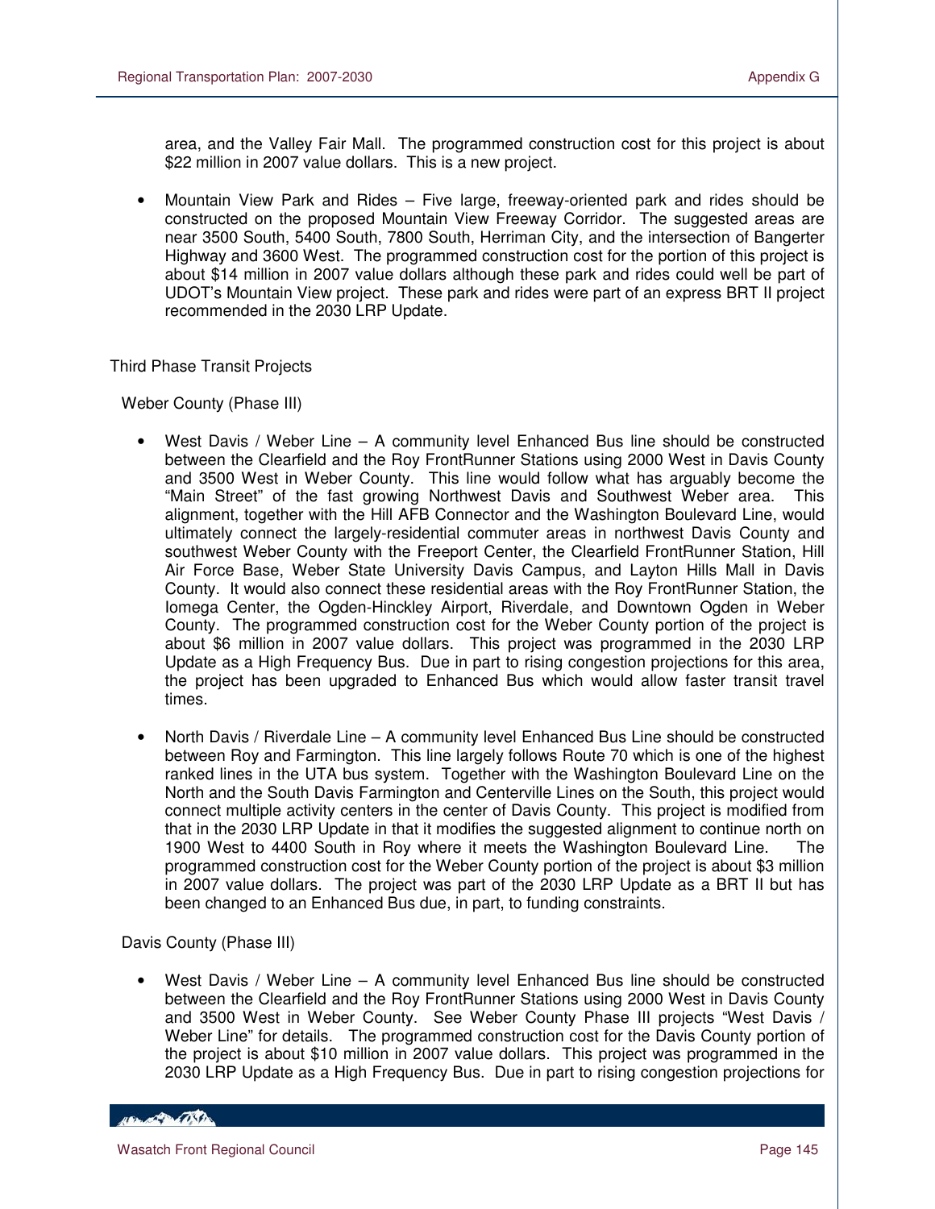area, and the Valley Fair Mall. The programmed construction cost for this project is about $22 million in 2007 value dollars. This is a new project.

- Mountain View Park and Rides – Five large, freeway-oriented park and rides should be constructed on the proposed Mountain View Freeway Corridor. The suggested areas are near 3500 South, 5400 South, 7800 South, Herriman City, and the intersection of Bangerter Highway and 3600 West. The programmed construction cost for the portion of this project is about $14 million in 2007 value dollars although these park and rides could well be part of UDOT's Mountain View project. These park and rides were part of an express BRT II project recommended in the 2030 LRP Update.

Third Phase Transit Projects

Weber County (Phase III)

- West Davis / Weber Line – A community level Enhanced Bus line should be constructed between the Clearfield and the Roy FrontRunner Stations using 2000 West in Davis County and 3500 West in Weber County. This line would follow what has arguably become the "Main Street" of the fast growing Northwest Davis and Southwest Weber area. This alignment, together with the Hill AFB Connector and the Washington Boulevard Line, would ultimately connect the largely-residential commuter areas in northwest Davis County and southwest Weber County with the Freeport Center, the Clearfield FrontRunner Station, Hill Air Force Base, Weber State University Davis Campus, and Layton Hills Mall in Davis County. It would also connect these residential areas with the Roy FrontRunner Station, the Iomega Center, the Ogden-Hinckley Airport, Riverdale, and Downtown Ogden in Weber County. The programmed construction cost for the Weber County portion of the project is about $6 million in 2007 value dollars. This project was programmed in the 2030 LRP Update as a High Frequency Bus. Due in part to rising congestion projections for this area, the project has been upgraded to Enhanced Bus which would allow faster transit travel times.

- North Davis / Riverdale Line – A community level Enhanced Bus Line should be constructed between Roy and Farmington. This line largely follows Route 70 which is one of the highest ranked lines in the UTA bus system. Together with the Washington Boulevard Line on the North and the South Davis Farmington and Centerville Lines on the South, this project would connect multiple activity centers in the center of Davis County. This project is modified from that in the 2030 LRP Update in that it modifies the suggested alignment to continue north on 1900 West to 4400 South in Roy where it meets the Washington Boulevard Line. The programmed construction cost for the Weber County portion of the project is about $3 million in 2007 value dollars. The project was part of the 2030 LRP Update as a BRT II but has been changed to an Enhanced Bus due, in part, to funding constraints.

Davis County (Phase III)

- West Davis / Weber Line – A community level Enhanced Bus line should be constructed between the Clearfield and the Roy FrontRunner Stations using 2000 West in Davis County and 3500 West in Weber County. See Weber County Phase III projects "West Davis / Weber Line" for details. The programmed construction cost for the Davis County portion of the project is about $10 million in 2007 value dollars. This project was programmed in the 2030 LRP Update as a High Frequency Bus. Due in part to rising congestion projections for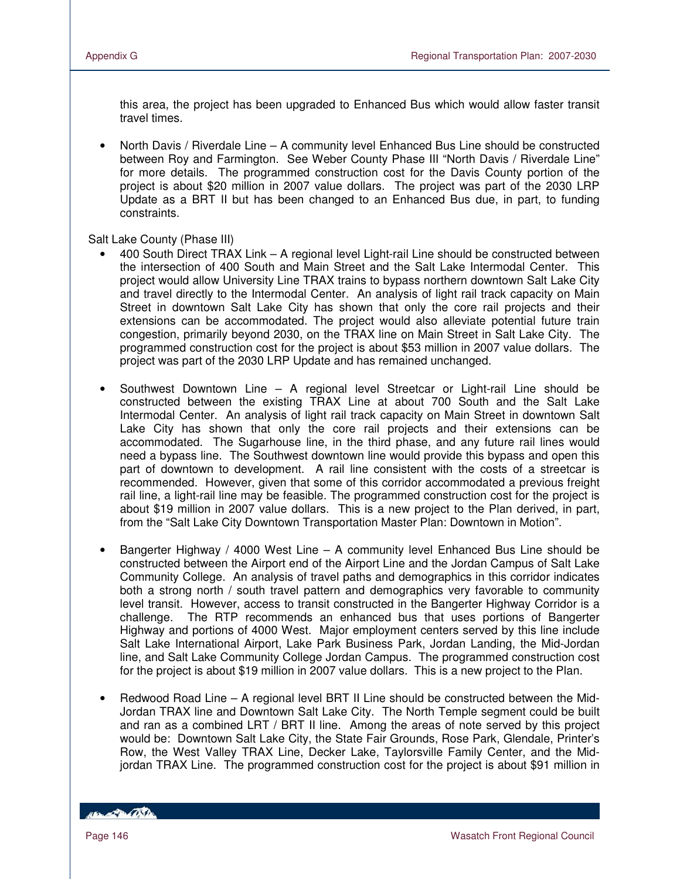this area, the project has been upgraded to Enhanced Bus which would allow faster transit travel times.

- North Davis / Riverdale Line – A community level Enhanced Bus Line should be constructed between Roy and Farmington. See Weber County Phase III "North Davis / Riverdale Line" for more details. The programmed construction cost for the Davis County portion of the project is about $20 million in 2007 value dollars. The project was part of the 2030 LRP Update as a BRT II but has been changed to an Enhanced Bus due, in part, to funding constraints.

Salt Lake County (Phase III)

- 400 South Direct TRAX Link – A regional level Light-rail Line should be constructed between the intersection of 400 South and Main Street and the Salt Lake Intermodal Center. This project would allow University Line TRAX trains to bypass northern downtown Salt Lake City and travel directly to the Intermodal Center. An analysis of light rail track capacity on Main Street in downtown Salt Lake City has shown that only the core rail projects and their extensions can be accommodated. The project would also alleviate potential future train congestion, primarily beyond 2030, on the TRAX line on Main Street in Salt Lake City. The programmed construction cost for the project is about $53 million in 2007 value dollars. The project was part of the 2030 LRP Update and has remained unchanged.

- Southwest Downtown Line – A regional level Streetcar or Light-rail Line should be constructed between the existing TRAX Line at about 700 South and the Salt Lake Intermodal Center. An analysis of light rail track capacity on Main Street in downtown Salt Lake City has shown that only the core rail projects and their extensions can be accommodated. The Sugarhouse line, in the third phase, and any future rail lines would need a bypass line. The Southwest downtown line would provide this bypass and open this part of downtown to development. A rail line consistent with the costs of a streetcar is recommended. However, given that some of this corridor accommodated a previous freight rail line, a light-rail line may be feasible. The programmed construction cost for the project is about $19 million in 2007 value dollars. This is a new project to the Plan derived, in part, from the "Salt Lake City Downtown Transportation Master Plan: Downtown in Motion".

- Bangerter Highway / 4000 West Line – A community level Enhanced Bus Line should be constructed between the Airport end of the Airport Line and the Jordan Campus of Salt Lake Community College. An analysis of travel paths and demographics in this corridor indicates both a strong north / south travel pattern and demographics very favorable to community level transit. However, access to transit constructed in the Bangerter Highway Corridor is a challenge. The RTP recommends an enhanced bus that uses portions of Bangerter Highway and portions of 4000 West. Major employment centers served by this line include Salt Lake International Airport, Lake Park Business Park, Jordan Landing, the Mid-Jordan line, and Salt Lake Community College Jordan Campus. The programmed construction cost for the project is about $19 million in 2007 value dollars. This is a new project to the Plan.

- Redwood Road Line – A regional level BRT II Line should be constructed between the Mid-Jordan TRAX line and Downtown Salt Lake City. The North Temple segment could be built and ran as a combined LRT / BRT II line. Among the areas of note served by this project would be: Downtown Salt Lake City, the State Fair Grounds, Rose Park, Glendale, Printer's Row, the West Valley TRAX Line, Decker Lake, Taylorsville Family Center, and the Mid-jordan TRAX Line. The programmed construction cost for the project is about $91 million in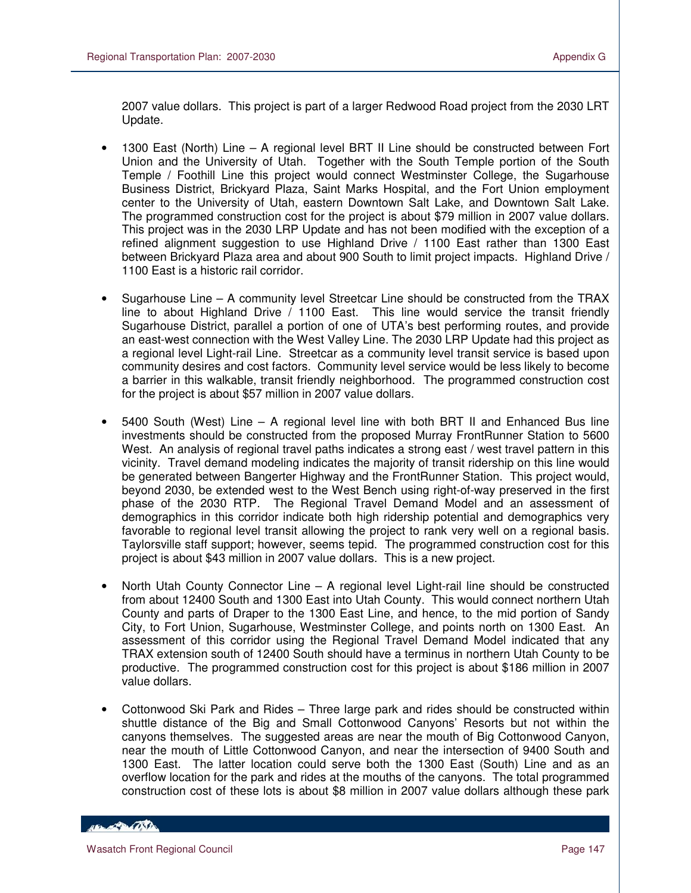2007 value dollars. This project is part of a larger Redwood Road project from the 2030 LRT Update.

- 1300 East (North) Line – A regional level BRT II Line should be constructed between Fort Union and the University of Utah. Together with the South Temple portion of the South Temple / Foothill Line this project would connect Westminster College, the Sugarhouse Business District, Brickyard Plaza, Saint Marks Hospital, and the Fort Union employment center to the University of Utah, eastern Downtown Salt Lake, and Downtown Salt Lake. The programmed construction cost for the project is about $79 million in 2007 value dollars. This project was in the 2030 LRP Update and has not been modified with the exception of a refined alignment suggestion to use Highland Drive / 1100 East rather than 1300 East between Brickyard Plaza area and about 900 South to limit project impacts. Highland Drive / 1100 East is a historic rail corridor.

- Sugarhouse Line – A community level Streetcar Line should be constructed from the TRAX line to about Highland Drive / 1100 East. This line would service the transit friendly Sugarhouse District, parallel a portion of one of UTA's best performing routes, and provide an east-west connection with the West Valley Line. The 2030 LRP Update had this project as a regional level Light-rail Line. Streetcar as a community level transit service is based upon community desires and cost factors. Community level service would be less likely to become a barrier in this walkable, transit friendly neighborhood. The programmed construction cost for the project is about $57 million in 2007 value dollars.

- 5400 South (West) Line – A regional level line with both BRT II and Enhanced Bus line investments should be constructed from the proposed Murray FrontRunner Station to 5600 West. An analysis of regional travel paths indicates a strong east / west travel pattern in this vicinity. Travel demand modeling indicates the majority of transit ridership on this line would be generated between Bangerter Highway and the FrontRunner Station. This project would, beyond 2030, be extended west to the West Bench using right-of-way preserved in the first phase of the 2030 RTP. The Regional Travel Demand Model and an assessment of demographics in this corridor indicate both high ridership potential and demographics very favorable to regional level transit allowing the project to rank very well on a regional basis. Taylorsville staff support; however, seems tepid. The programmed construction cost for this project is about $43 million in 2007 value dollars. This is a new project.

- North Utah County Connector Line – A regional level Light-rail line should be constructed from about 12400 South and 1300 East into Utah County. This would connect northern Utah County and parts of Draper to the 1300 East Line, and hence, to the mid portion of Sandy City, to Fort Union, Sugarhouse, Westminster College, and points north on 1300 East. An assessment of this corridor using the Regional Travel Demand Model indicated that any TRAX extension south of 12400 South should have a terminus in northern Utah County to be productive. The programmed construction cost for this project is about $186 million in 2007 value dollars.

- Cottonwood Ski Park and Rides – Three large park and rides should be constructed within shuttle distance of the Big and Small Cottonwood Canyons' Resorts but not within the canyons themselves. The suggested areas are near the mouth of Big Cottonwood Canyon, near the mouth of Little Cottonwood Canyon, and near the intersection of 9400 South and 1300 East. The latter location could serve both the 1300 East (South) Line and as an overflow location for the park and rides at the mouths of the canyons. The total programmed construction cost of these lots is about $8 million in 2007 value dollars although these park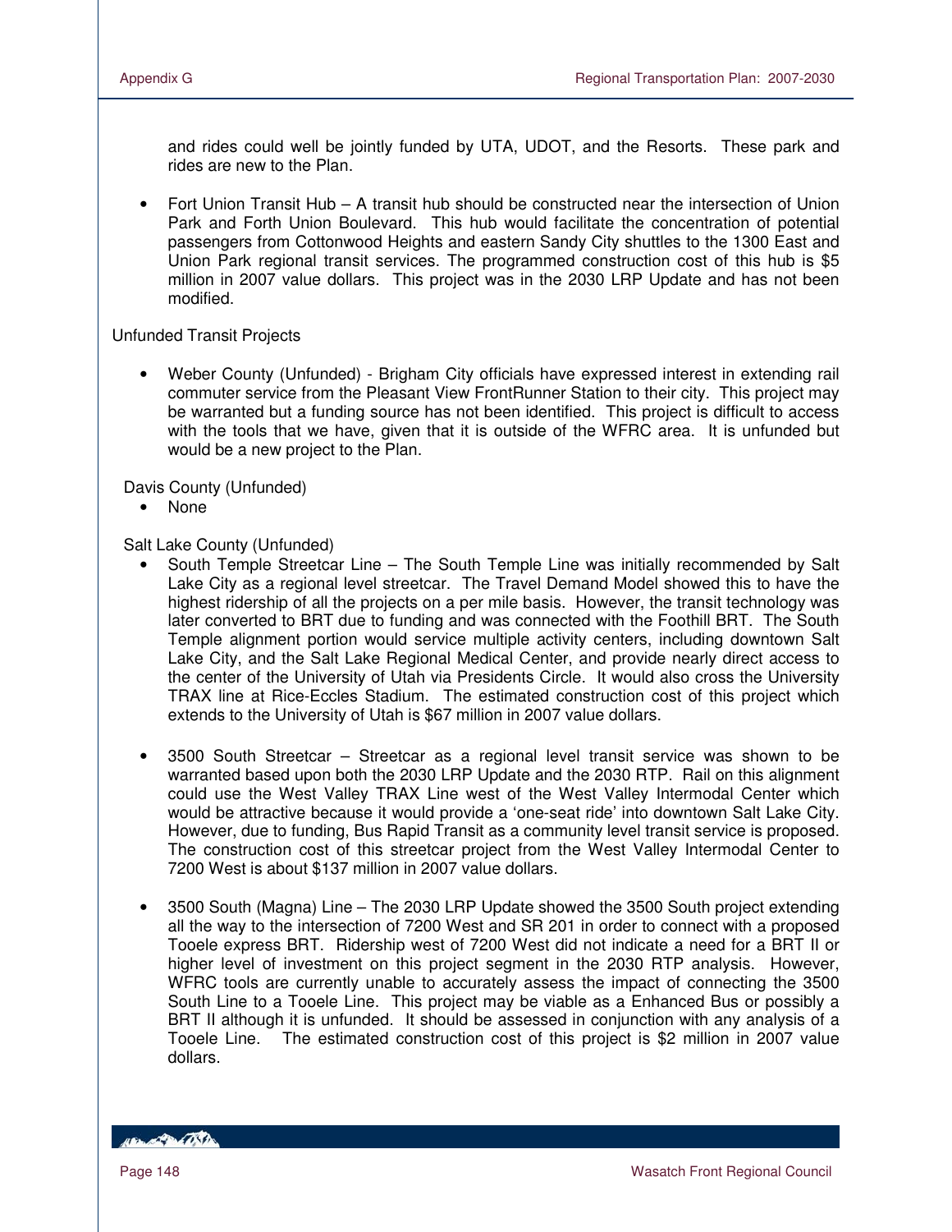and rides could well be jointly funded by UTA, UDOT, and the Resorts. These park and rides are new to the Plan.

- Fort Union Transit Hub – A transit hub should be constructed near the intersection of Union Park and Forth Union Boulevard. This hub would facilitate the concentration of potential passengers from Cottonwood Heights and eastern Sandy City shuttles to the 1300 East and Union Park regional transit services. The programmed construction cost of this hub is $5 million in 2007 value dollars. This project was in the 2030 LRP Update and has not been modified.

Unfunded Transit Projects

- Weber County (Unfunded) - Brigham City officials have expressed interest in extending rail commuter service from the Pleasant View FrontRunner Station to their city. This project may be warranted but a funding source has not been identified. This project is difficult to access with the tools that we have, given that it is outside of the WFRC area. It is unfunded but would be a new project to the Plan.

Davis County (Unfunded)

- None

Salt Lake County (Unfunded)

- South Temple Streetcar Line – The South Temple Line was initially recommended by Salt Lake City as a regional level streetcar. The Travel Demand Model showed this to have the highest ridership of all the projects on a per mile basis. However, the transit technology was later converted to BRT due to funding and was connected with the Foothill BRT. The South Temple alignment portion would service multiple activity centers, including downtown Salt Lake City, and the Salt Lake Regional Medical Center, and provide nearly direct access to the center of the University of Utah via Presidents Circle. It would also cross the University TRAX line at Rice-Eccles Stadium. The estimated construction cost of this project which extends to the University of Utah is $67 million in 2007 value dollars.

- 3500 South Streetcar – Streetcar as a regional level transit service was shown to be warranted based upon both the 2030 LRP Update and the 2030 RTP. Rail on this alignment could use the West Valley TRAX Line west of the West Valley Intermodal Center which would be attractive because it would provide a 'one-seat ride' into downtown Salt Lake City. However, due to funding, Bus Rapid Transit as a community level transit service is proposed. The construction cost of this streetcar project from the West Valley Intermodal Center to 7200 West is about $137 million in 2007 value dollars.

- 3500 South (Magna) Line – The 2030 LRP Update showed the 3500 South project extending all the way to the intersection of 7200 West and SR 201 in order to connect with a proposed Tooele express BRT. Ridership west of 7200 West did not indicate a need for a BRT II or higher level of investment on this project segment in the 2030 RTP analysis. However, WFRC tools are currently unable to accurately assess the impact of connecting the 3500 South Line to a Tooele Line. This project may be viable as a Enhanced Bus or possibly a BRT II although it is unfunded. It should be assessed in conjunction with any analysis of a Tooele Line. The estimated construction cost of this project is $2 million in 2007 value dollars.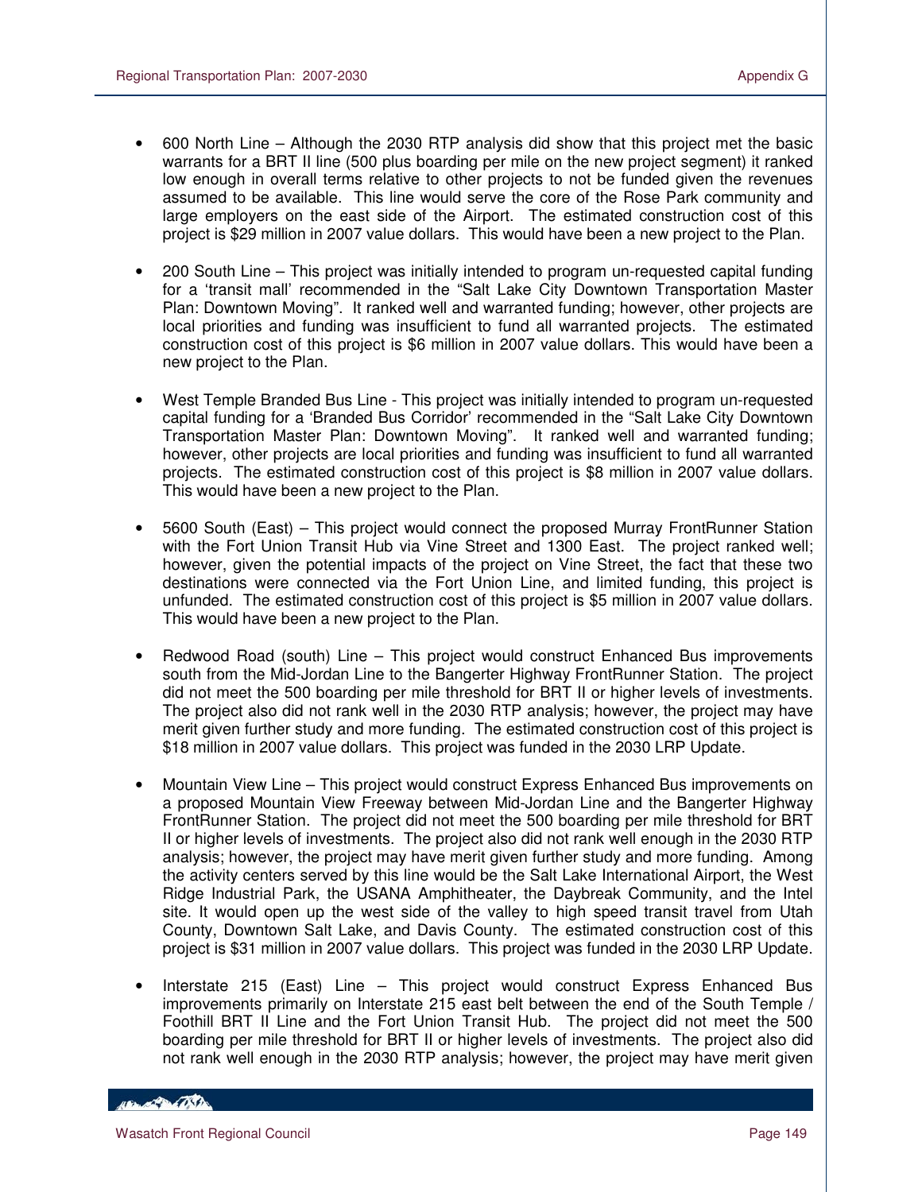- 600 North Line – Although the 2030 RTP analysis did show that this project met the basic warrants for a BRT II line (500 plus boarding per mile on the new project segment) it ranked low enough in overall terms relative to other projects to not be funded given the revenues assumed to be available. This line would serve the core of the Rose Park community and large employers on the east side of the Airport. The estimated construction cost of this project is $29 million in 2007 value dollars. This would have been a new project to the Plan.

- 200 South Line – This project was initially intended to program un-requested capital funding for a 'transit mall' recommended in the "Salt Lake City Downtown Transportation Master Plan: Downtown Moving". It ranked well and warranted funding; however, other projects are local priorities and funding was insufficient to fund all warranted projects. The estimated construction cost of this project is $6 million in 2007 value dollars. This would have been a new project to the Plan.

- West Temple Branded Bus Line - This project was initially intended to program un-requested capital funding for a 'Branded Bus Corridor' recommended in the "Salt Lake City Downtown Transportation Master Plan: Downtown Moving". It ranked well and warranted funding; however, other projects are local priorities and funding was insufficient to fund all warranted projects. The estimated construction cost of this project is $8 million in 2007 value dollars. This would have been a new project to the Plan.

- 5600 South (East) – This project would connect the proposed Murray FrontRunner Station with the Fort Union Transit Hub via Vine Street and 1300 East. The project ranked well; however, given the potential impacts of the project on Vine Street, the fact that these two destinations were connected via the Fort Union Line, and limited funding, this project is unfunded. The estimated construction cost of this project is $5 million in 2007 value dollars. This would have been a new project to the Plan.

- Redwood Road (south) Line – This project would construct Enhanced Bus improvements south from the Mid-Jordan Line to the Bangerter Highway FrontRunner Station. The project did not meet the 500 boarding per mile threshold for BRT II or higher levels of investments. The project also did not rank well in the 2030 RTP analysis; however, the project may have merit given further study and more funding. The estimated construction cost of this project is $18 million in 2007 value dollars. This project was funded in the 2030 LRP Update.

- Mountain View Line – This project would construct Express Enhanced Bus improvements on a proposed Mountain View Freeway between Mid-Jordan Line and the Bangerter Highway FrontRunner Station. The project did not meet the 500 boarding per mile threshold for BRT II or higher levels of investments. The project also did not rank well enough in the 2030 RTP analysis; however, the project may have merit given further study and more funding. Among the activity centers served by this line would be the Salt Lake International Airport, the West Ridge Industrial Park, the USANA Amphitheater, the Daybreak Community, and the Intel site. It would open up the west side of the valley to high speed transit travel from Utah County, Downtown Salt Lake, and Davis County. The estimated construction cost of this project is $31 million in 2007 value dollars. This project was funded in the 2030 LRP Update.

- Interstate 215 (East) Line – This project would construct Express Enhanced Bus improvements primarily on Interstate 215 east belt between the end of the South Temple / Foothill BRT II Line and the Fort Union Transit Hub. The project did not meet the 500 boarding per mile threshold for BRT II or higher levels of investments. The project also did not rank well enough in the 2030 RTP analysis; however, the project may have merit given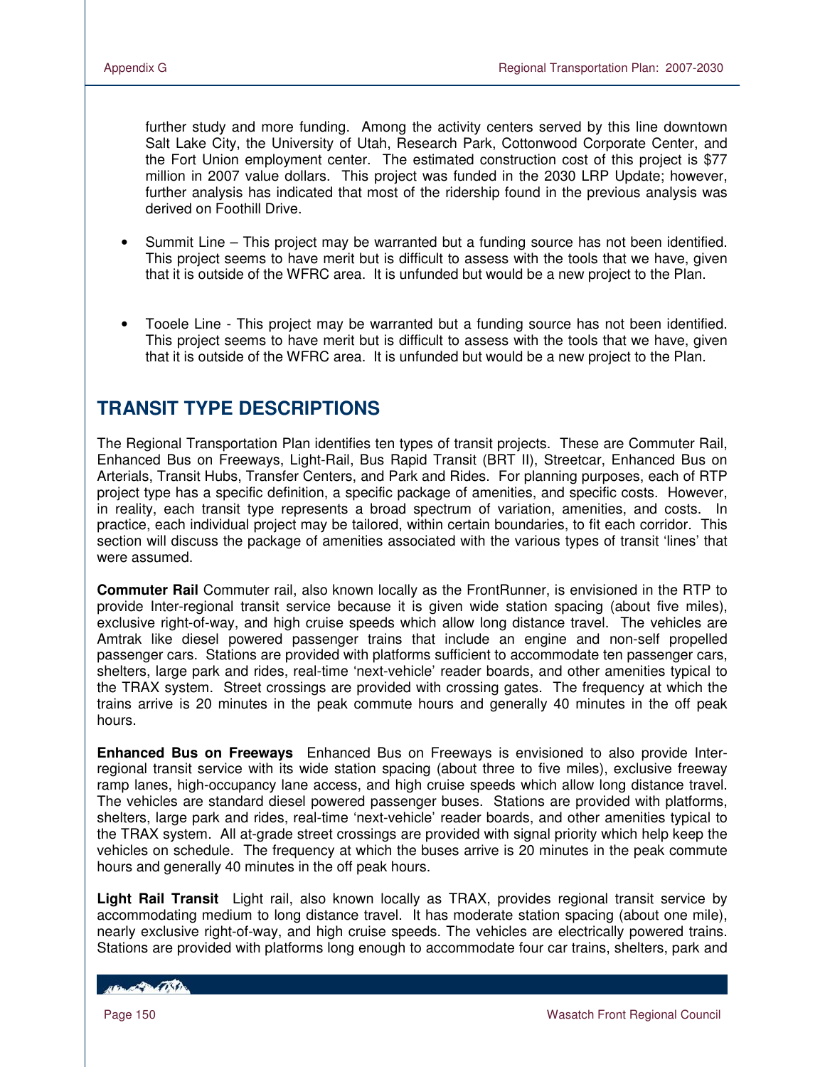further study and more funding. Among the activity centers served by this line downtown Salt Lake City, the University of Utah, Research Park, Cottonwood Corporate Center, and the Fort Union employment center. The estimated construction cost of this project is $77 million in 2007 value dollars. This project was funded in the 2030 LRP Update; however, further analysis has indicated that most of the ridership found in the previous analysis was derived on Foothill Drive.

- Summit Line – This project may be warranted but a funding source has not been identified. This project seems to have merit but is difficult to assess with the tools that we have, given that it is outside of the WFRC area. It is unfunded but would be a new project to the Plan.

- Tooele Line - This project may be warranted but a funding source has not been identified. This project seems to have merit but is difficult to assess with the tools that we have, given that it is outside of the WFRC area. It is unfunded but would be a new project to the Plan.

## TRANSIT TYPE DESCRIPTIONS

The Regional Transportation Plan identifies ten types of transit projects. These are Commuter Rail, Enhanced Bus on Freeways, Light-Rail, Bus Rapid Transit (BRT II), Streetcar, Enhanced Bus on Arterials, Transit Hubs, Transfer Centers, and Park and Rides. For planning purposes, each of RTP project type has a specific definition, a specific package of amenities, and specific costs. However, in reality, each transit type represents a broad spectrum of variation, amenities, and costs. In practice, each individual project may be tailored, within certain boundaries, to fit each corridor. This section will discuss the package of amenities associated with the various types of transit 'lines' that were assumed.

**Commuter Rail** Commuter rail, also known locally as the FrontRunner, is envisioned in the RTP to provide Inter-regional transit service because it is given wide station spacing (about five miles), exclusive right-of-way, and high cruise speeds which allow long distance travel. The vehicles are Amtrak like diesel powered passenger trains that include an engine and non-self propelled passenger cars. Stations are provided with platforms sufficient to accommodate ten passenger cars, shelters, large park and rides, real-time 'next-vehicle' reader boards, and other amenities typical to the TRAX system. Street crossings are provided with crossing gates. The frequency at which the trains arrive is 20 minutes in the peak commute hours and generally 40 minutes in the off peak hours.

**Enhanced Bus on Freeways** Enhanced Bus on Freeways is envisioned to also provide Inter-regional transit service with its wide station spacing (about three to five miles), exclusive freeway ramp lanes, high-occupancy lane access, and high cruise speeds which allow long distance travel. The vehicles are standard diesel powered passenger buses. Stations are provided with platforms, shelters, large park and rides, real-time 'next-vehicle' reader boards, and other amenities typical to the TRAX system. All at-grade street crossings are provided with signal priority which help keep the vehicles on schedule. The frequency at which the buses arrive is 20 minutes in the peak commute hours and generally 40 minutes in the off peak hours.

**Light Rail Transit** Light rail, also known locally as TRAX, provides regional transit service by accommodating medium to long distance travel. It has moderate station spacing (about one mile), nearly exclusive right-of-way, and high cruise speeds. The vehicles are electrically powered trains. Stations are provided with platforms long enough to accommodate four car trains, shelters, park and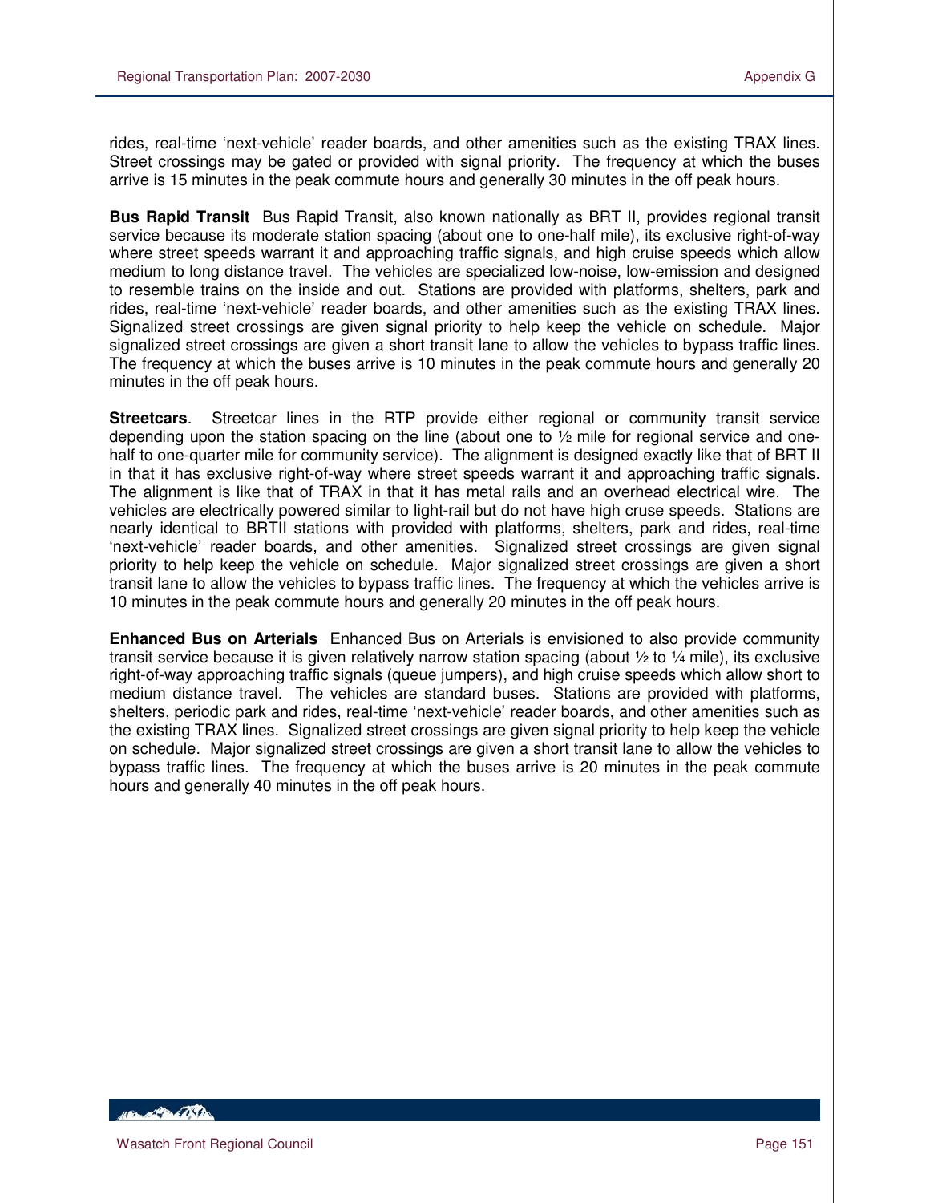rides, real-time 'next-vehicle' reader boards, and other amenities such as the existing TRAX lines. Street crossings may be gated or provided with signal priority. The frequency at which the buses arrive is 15 minutes in the peak commute hours and generally 30 minutes in the off peak hours.

**Bus Rapid Transit** Bus Rapid Transit, also known nationally as BRT II, provides regional transit service because its moderate station spacing (about one to one-half mile), its exclusive right-of-way where street speeds warrant it and approaching traffic signals, and high cruise speeds which allow medium to long distance travel. The vehicles are specialized low-noise, low-emission and designed to resemble trains on the inside and out. Stations are provided with platforms, shelters, park and rides, real-time 'next-vehicle' reader boards, and other amenities such as the existing TRAX lines. Signalized street crossings are given signal priority to help keep the vehicle on schedule. Major signalized street crossings are given a short transit lane to allow the vehicles to bypass traffic lines. The frequency at which the buses arrive is 10 minutes in the peak commute hours and generally 20 minutes in the off peak hours.

**Streetcars**. Streetcar lines in the RTP provide either regional or community transit service depending upon the station spacing on the line (about one to ½ mile for regional service and one-half to one-quarter mile for community service). The alignment is designed exactly like that of BRT II in that it has exclusive right-of-way where street speeds warrant it and approaching traffic signals. The alignment is like that of TRAX in that it has metal rails and an overhead electrical wire. The vehicles are electrically powered similar to light-rail but do not have high cruse speeds. Stations are nearly identical to BRTII stations with provided with platforms, shelters, park and rides, real-time 'next-vehicle' reader boards, and other amenities. Signalized street crossings are given signal priority to help keep the vehicle on schedule. Major signalized street crossings are given a short transit lane to allow the vehicles to bypass traffic lines. The frequency at which the vehicles arrive is 10 minutes in the peak commute hours and generally 20 minutes in the off peak hours.

**Enhanced Bus on Arterials** Enhanced Bus on Arterials is envisioned to also provide community transit service because it is given relatively narrow station spacing (about ½ to ¼ mile), its exclusive right-of-way approaching traffic signals (queue jumpers), and high cruise speeds which allow short to medium distance travel. The vehicles are standard buses. Stations are provided with platforms, shelters, periodic park and rides, real-time 'next-vehicle' reader boards, and other amenities such as the existing TRAX lines. Signalized street crossings are given signal priority to help keep the vehicle on schedule. Major signalized street crossings are given a short transit lane to allow the vehicles to bypass traffic lines. The frequency at which the buses arrive is 20 minutes in the peak commute hours and generally 40 minutes in the off peak hours.